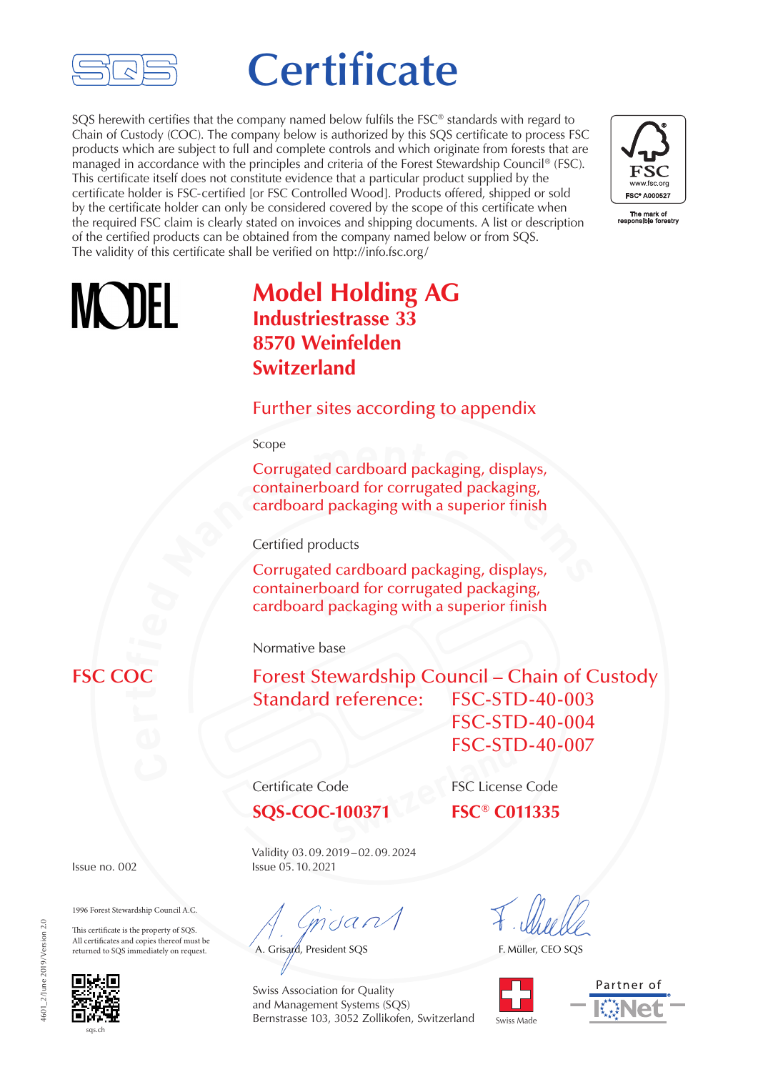# Certificate

SQS herewith certifies that the company named below fulfils the FSC® standards with regard to Chain of Custody (COC). The company below is authorized by this SQS certificate to process FSC products which are subject to full and complete controls and which originate from forests that are managed in accordance with the principles and criteria of the Forest Stewardship Council® (FSC). This certificate itself does not constitute evidence that a particular product supplied by the certificate holder is FSC-certified [or FSC Controlled Wood]. Products offered, shipped or sold by the certificate holder can only be considered covered by the scope of this certificate when the required FSC claim is clearly stated on invoices and shipping documents. A list or description of the certified products can be obtained from the company named below or from SQS. The validity of this certificate shall be verified on http://info.fsc.org/

FSC
www.fsc.org
FSC® A000527
The mark of responsible forestry

MODEL

## Model Holding AG
**Industriestrasse 33**
**8570 Weinfelden**
**Switzerland**

Further sites according to appendix

Scope

Corrugated cardboard packaging, displays, containerboard for corrugated packaging, cardboard packaging with a superior finish

Certified products

Corrugated cardboard packaging, displays, containerboard for corrugated packaging, cardboard packaging with a superior finish

Normative base

**FSC COC**

Forest Stewardship Council – Chain of Custody
Standard reference: FSC-STD-40-003
FSC-STD-40-004
FSC-STD-40-007

| Certificate Code | FSC License Code |
|---|---|
| **SQS-COC-100371** | **FSC® C011335** |

Issue no. 002

Validity 03. 09. 2019 – 02. 09. 2024
Issue 05. 10. 2021

1996 Forest Stewardship Council A.C.

This certificate is the property of SQS. All certificates and copies thereof must be returned to SQS immediately on request.

sqs.ch

A. Grisard, President SQS

F. Müller, CEO SQS

Swiss Association for Quality and Management Systems (SQS)
Bernstrasse 103, 3052 Zollikofen, Switzerland

Swiss Made

Partner of IQNet

4601_2/June 2019/Version 2.0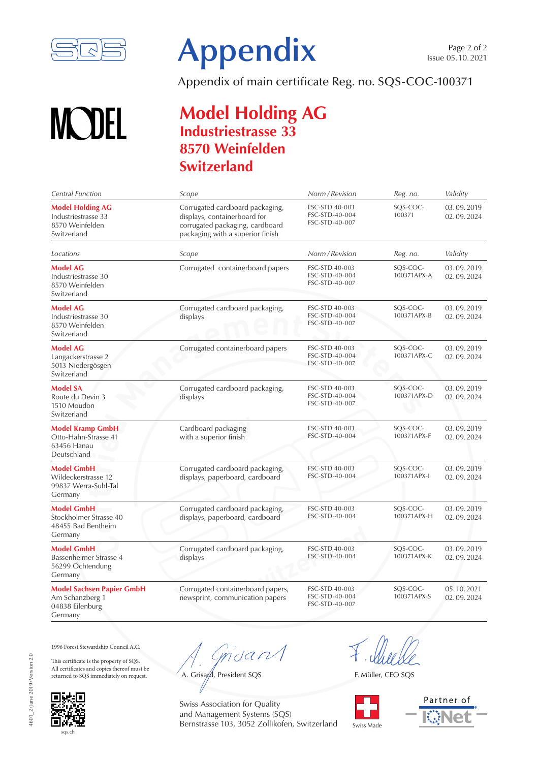# Appendix

Issue 05. 10. 2021

Appendix of main certificate Reg. no. SQS-COC-100371

## Model Holding AG
### Industriestrasse 33
### 8570 Weinfelden
### Switzerland

| *Central Function* | *Scope* | *Norm / Revision* | *Reg. no.* | *Validity* |
|---|---|---|---|---|
| **Model Holding AG** Industriestrasse 33 8570 Weinfelden Switzerland | Corrugated cardboard packaging, displays, containerboard for corrugated packaging, cardboard packaging with a superior finish | FSC-STD 40-003 FSC-STD-40-004 FSC-STD-40-007 | SQS-COC-100371 | 03. 09. 2019 02. 09. 2024 |

| *Locations* | *Scope* | *Norm / Revision* | *Reg. no.* | *Validity* |
|---|---|---|---|---|
| **Model AG** Industriestrasse 30 8570 Weinfelden Switzerland | Corrugated containerboard papers | FSC-STD 40-003 FSC-STD-40-004 FSC-STD-40-007 | SQS-COC-100371APX-A | 03. 09. 2019 02. 09. 2024 |
| **Model AG** Industriestrasse 30 8570 Weinfelden Switzerland | Corrugated cardboard packaging, displays | FSC-STD 40-003 FSC-STD-40-004 FSC-STD-40-007 | SQS-COC-100371APX-B | 03. 09. 2019 02. 09. 2024 |
| **Model AG** Langackerstrasse 2 5013 Niedergösgen Switzerland | Corrugated containerboard papers | FSC-STD 40-003 FSC-STD-40-004 FSC-STD-40-007 | SQS-COC-100371APX-C | 03. 09. 2019 02. 09. 2024 |
| **Model SA** Route du Devin 3 1510 Moudon Switzerland | Corrugated cardboard packaging, displays | FSC-STD 40-003 FSC-STD-40-004 FSC-STD-40-007 | SQS-COC-100371APX-D | 03. 09. 2019 02. 09. 2024 |
| **Model Kramp GmbH** Otto-Hahn-Strasse 41 63456 Hanau Deutschland | Cardboard packaging with a superior finish | FSC-STD 40-003 FSC-STD-40-004 | SQS-COC-100371APX-F | 03. 09. 2019 02. 09. 2024 |
| **Model GmbH** Wildeckerstrasse 12 99837 Werra-Suhl-Tal Germany | Corrugated cardboard packaging, displays, paperboard, cardboard | FSC-STD 40-003 FSC-STD-40-004 | SQS-COC-100371APX-I | 03. 09. 2019 02. 09. 2024 |
| **Model GmbH** Stockholmer Strasse 40 48455 Bad Bentheim Germany | Corrugated cardboard packaging, displays, paperboard, cardboard | FSC-STD 40-003 FSC-STD-40-004 | SQS-COC-100371APX-H | 03. 09. 2019 02. 09. 2024 |
| **Model GmbH** Bassenheimer Strasse 4 56299 Ochtendung Germany | Corrugated cardboard packaging, displays | FSC-STD 40-003 FSC-STD-40-004 | SQS-COC-100371APX-K | 03. 09. 2019 02. 09. 2024 |
| **Model Sachsen Papier GmbH** Am Schanzberg 1 04838 Eilenburg Germany | Corrugated containerboard papers, newsprint, communication papers | FSC-STD 40-003 FSC-STD-40-004 FSC-STD-40-007 | SQS-COC-100371APX-S | 05. 10. 2021 02. 09. 2024 |

1996 Forest Stewardship Council A.C.

This certificate is the property of SQS. All certificates and copies thereof must be returned to SQS immediately on request.

A. Grisard, President SQS

F. Müller, CEO SQS

Swiss Association for Quality and Management Systems (SQS)
Bernstrasse 103, 3052 Zollikofen, Switzerland

sqs.ch

Swiss Made

Partner of IQNet

4601_2/June 2019/Version 2.0